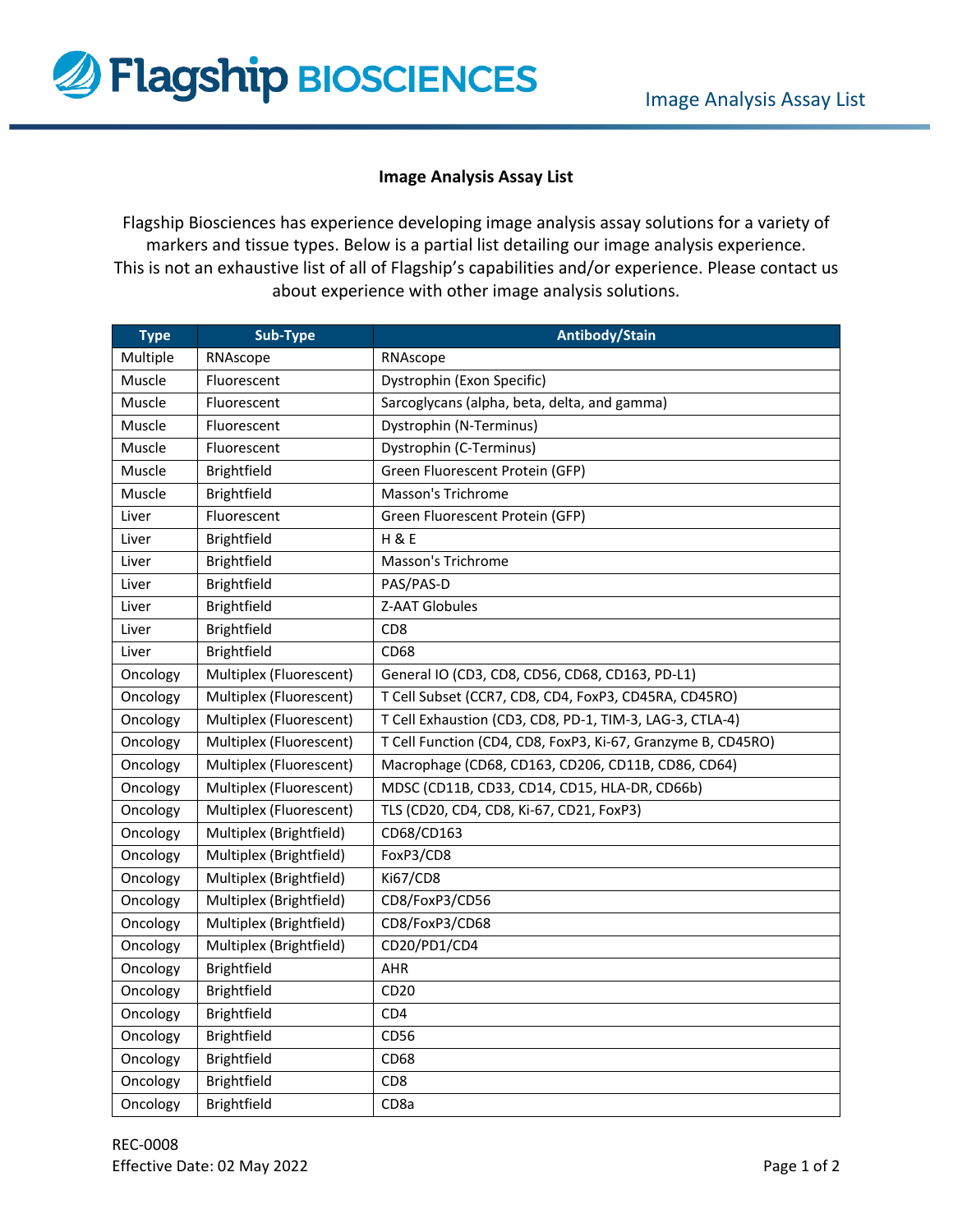# Image Analysis Assay List

Flagship Biosciences has experience developing image analysis assay solutions for a variety of markers and tissue types. Below is a partial list detailing our image analysis experience. This is not an exhaustive list of all of Flagship's capabilities and/or experience. Please contact us about experience with other image analysis solutions.

| Type | Sub-Type | Antibody/Stain |
|---|---|---|
| Multiple | RNAscope | RNAscope |
| Muscle | Fluorescent | Dystrophin (Exon Specific) |
| Muscle | Fluorescent | Sarcoglycans (alpha, beta, delta, and gamma) |
| Muscle | Fluorescent | Dystrophin (N-Terminus) |
| Muscle | Fluorescent | Dystrophin (C-Terminus) |
| Muscle | Brightfield | Green Fluorescent Protein (GFP) |
| Muscle | Brightfield | Masson's Trichrome |
| Liver | Fluorescent | Green Fluorescent Protein (GFP) |
| Liver | Brightfield | H & E |
| Liver | Brightfield | Masson's Trichrome |
| Liver | Brightfield | PAS/PAS-D |
| Liver | Brightfield | Z-AAT Globules |
| Liver | Brightfield | CD8 |
| Liver | Brightfield | CD68 |
| Oncology | Multiplex (Fluorescent) | General IO (CD3, CD8, CD56, CD68, CD163, PD-L1) |
| Oncology | Multiplex (Fluorescent) | T Cell Subset (CCR7, CD8, CD4, FoxP3, CD45RA, CD45RO) |
| Oncology | Multiplex (Fluorescent) | T Cell Exhaustion (CD3, CD8, PD-1, TIM-3, LAG-3, CTLA-4) |
| Oncology | Multiplex (Fluorescent) | T Cell Function (CD4, CD8, FoxP3, Ki-67, Granzyme B, CD45RO) |
| Oncology | Multiplex (Fluorescent) | Macrophage (CD68, CD163, CD206, CD11B, CD86, CD64) |
| Oncology | Multiplex (Fluorescent) | MDSC (CD11B, CD33, CD14, CD15, HLA-DR, CD66b) |
| Oncology | Multiplex (Fluorescent) | TLS (CD20, CD4, CD8, Ki-67, CD21, FoxP3) |
| Oncology | Multiplex (Brightfield) | CD68/CD163 |
| Oncology | Multiplex (Brightfield) | FoxP3/CD8 |
| Oncology | Multiplex (Brightfield) | Ki67/CD8 |
| Oncology | Multiplex (Brightfield) | CD8/FoxP3/CD56 |
| Oncology | Multiplex (Brightfield) | CD8/FoxP3/CD68 |
| Oncology | Multiplex (Brightfield) | CD20/PD1/CD4 |
| Oncology | Brightfield | AHR |
| Oncology | Brightfield | CD20 |
| Oncology | Brightfield | CD4 |
| Oncology | Brightfield | CD56 |
| Oncology | Brightfield | CD68 |
| Oncology | Brightfield | CD8 |
| Oncology | Brightfield | CD8a |

REC-0008
Effective Date: 02 May 2022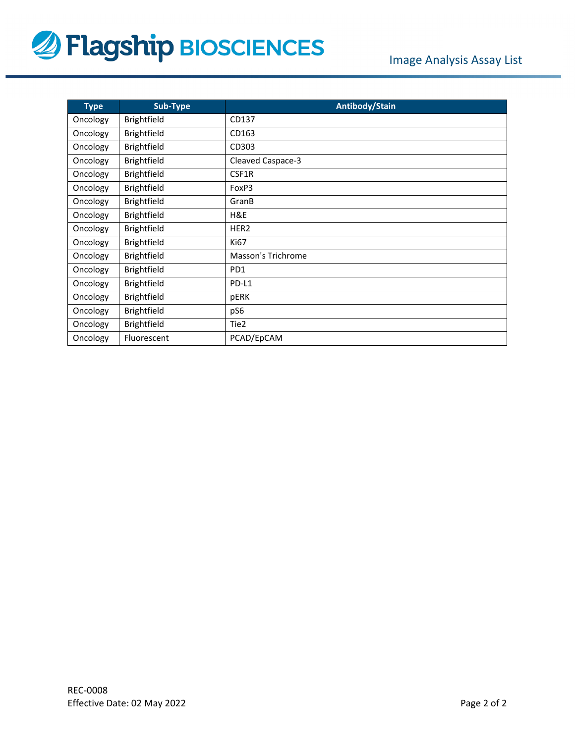| Type | Sub-Type | Antibody/Stain |
|---|---|---|
| Oncology | Brightfield | CD137 |
| Oncology | Brightfield | CD163 |
| Oncology | Brightfield | CD303 |
| Oncology | Brightfield | Cleaved Caspace-3 |
| Oncology | Brightfield | CSF1R |
| Oncology | Brightfield | FoxP3 |
| Oncology | Brightfield | GranB |
| Oncology | Brightfield | H&E |
| Oncology | Brightfield | HER2 |
| Oncology | Brightfield | Ki67 |
| Oncology | Brightfield | Masson's Trichrome |
| Oncology | Brightfield | PD1 |
| Oncology | Brightfield | PD-L1 |
| Oncology | Brightfield | pERK |
| Oncology | Brightfield | pS6 |
| Oncology | Brightfield | Tie2 |
| Oncology | Fluorescent | PCAD/EpCAM |